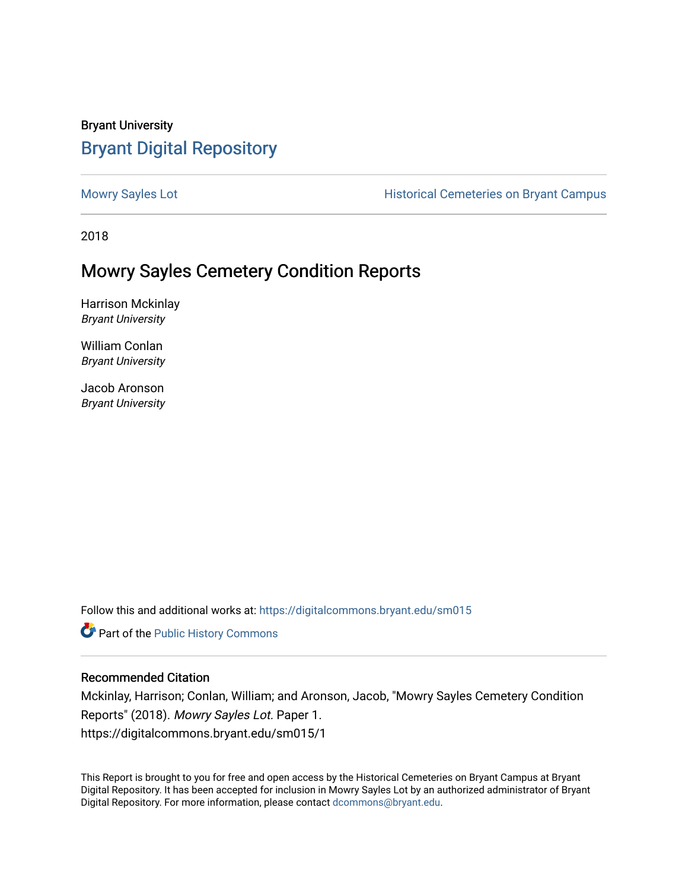Bryant University

# Bryant Digital Repository

Mowry Sayles Lot

Historical Cemeteries on Bryant Campus

2018

## Mowry Sayles Cemetery Condition Reports

Harrison Mckinlay
*Bryant University*

William Conlan
*Bryant University*

Jacob Aronson
*Bryant University*

Follow this and additional works at: https://digitalcommons.bryant.edu/sm015

Part of the Public History Commons

### Recommended Citation

Mckinlay, Harrison; Conlan, William; and Aronson, Jacob, "Mowry Sayles Cemetery Condition Reports" (2018). *Mowry Sayles Lot.* Paper 1.
https://digitalcommons.bryant.edu/sm015/1

This Report is brought to you for free and open access by the Historical Cemeteries on Bryant Campus at Bryant Digital Repository. It has been accepted for inclusion in Mowry Sayles Lot by an authorized administrator of Bryant Digital Repository. For more information, please contact dcommons@bryant.edu.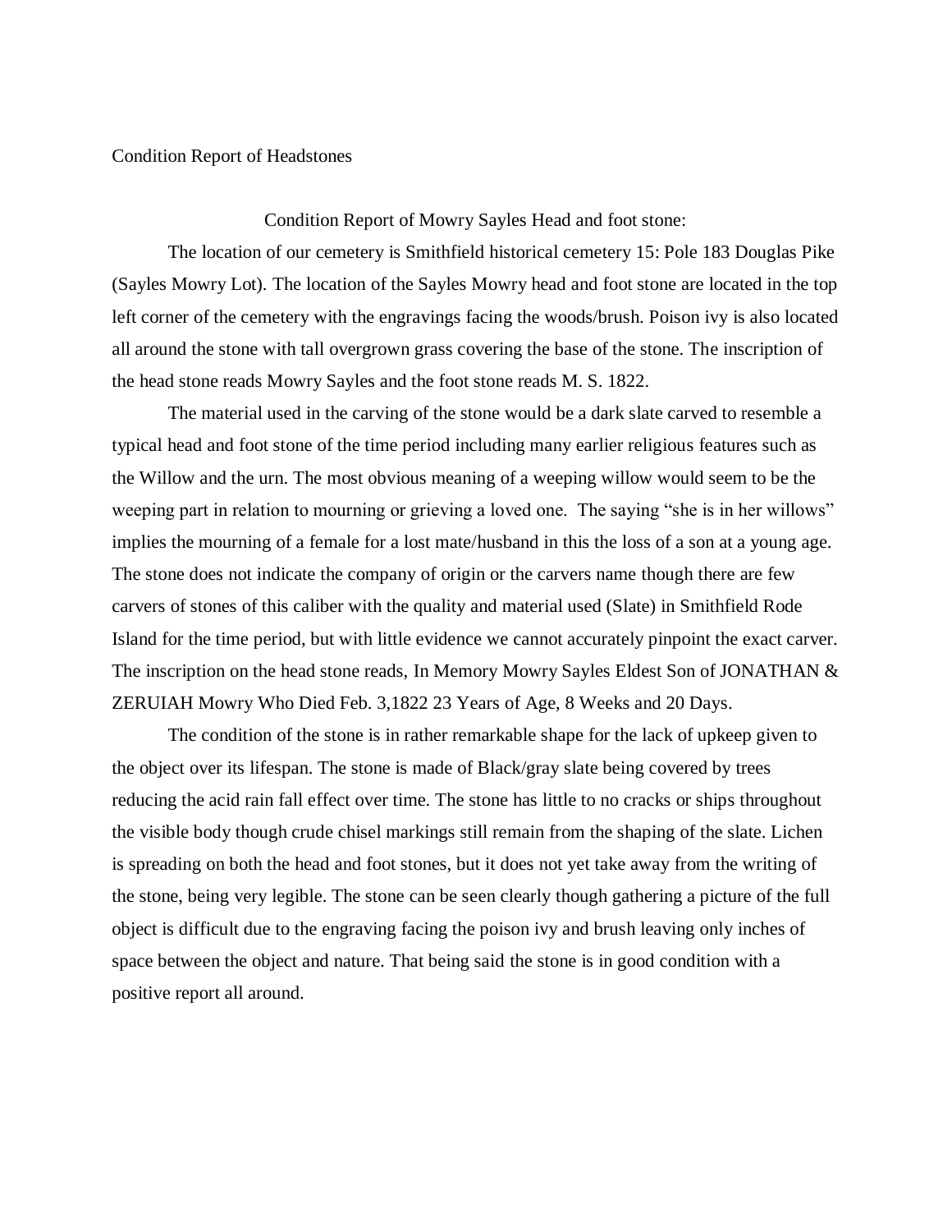Condition Report of Headstones

Condition Report of Mowry Sayles Head and foot stone:

The location of our cemetery is Smithfield historical cemetery 15: Pole 183 Douglas Pike (Sayles Mowry Lot). The location of the Sayles Mowry head and foot stone are located in the top left corner of the cemetery with the engravings facing the woods/brush. Poison ivy is also located all around the stone with tall overgrown grass covering the base of the stone. The inscription of the head stone reads Mowry Sayles and the foot stone reads M. S. 1822.

The material used in the carving of the stone would be a dark slate carved to resemble a typical head and foot stone of the time period including many earlier religious features such as the Willow and the urn. The most obvious meaning of a weeping willow would seem to be the weeping part in relation to mourning or grieving a loved one. The saying "she is in her willows" implies the mourning of a female for a lost mate/husband in this the loss of a son at a young age. The stone does not indicate the company of origin or the carvers name though there are few carvers of stones of this caliber with the quality and material used (Slate) in Smithfield Rode Island for the time period, but with little evidence we cannot accurately pinpoint the exact carver. The inscription on the head stone reads, In Memory Mowry Sayles Eldest Son of JONATHAN & ZERUIAH Mowry Who Died Feb. 3,1822 23 Years of Age, 8 Weeks and 20 Days.

The condition of the stone is in rather remarkable shape for the lack of upkeep given to the object over its lifespan. The stone is made of Black/gray slate being covered by trees reducing the acid rain fall effect over time. The stone has little to no cracks or ships throughout the visible body though crude chisel markings still remain from the shaping of the slate. Lichen is spreading on both the head and foot stones, but it does not yet take away from the writing of the stone, being very legible. The stone can be seen clearly though gathering a picture of the full object is difficult due to the engraving facing the poison ivy and brush leaving only inches of space between the object and nature. That being said the stone is in good condition with a positive report all around.